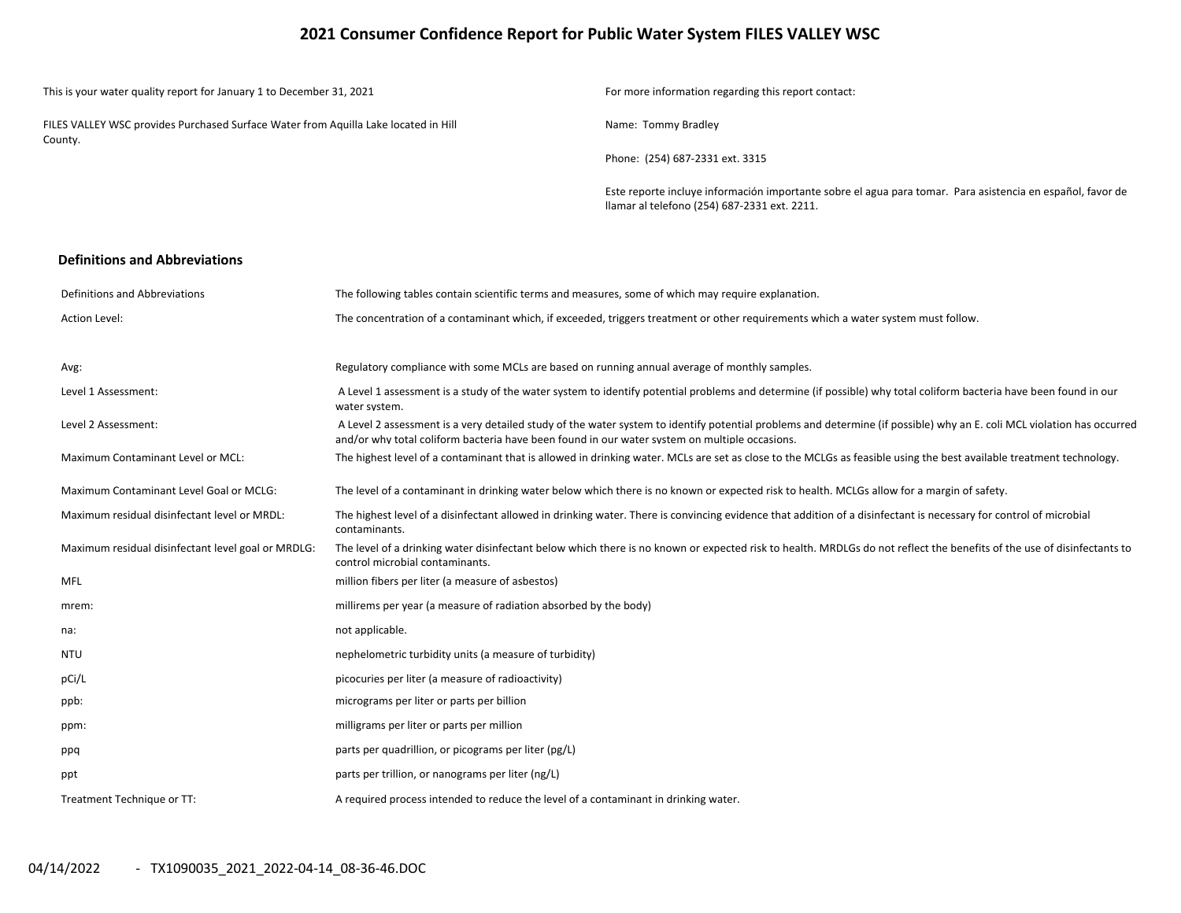# 2021 Consumer Confidence Report for Public Water System FILES VALLEY WSC

This is your water quality report for January 1 to December 31, 2021

FILES VALLEY WSC provides Purchased Surface Water from Aquilla Lake located in Hill County.

For more information regarding this report contact:

Name: Tommy Bradley

Phone: (254) 687-2331 ext. 3315

Este reporte incluye información importante sobre el agua para tomar. Para asistencia en español, favor de llamar al telefono (254) 687-2331 ext. 2211.

## Definitions and Abbreviations

| Definitions and Abbreviations | The following tables contain scientific terms and measures, some of which may require explanation. |
|---|---|
| Action Level: | The concentration of a contaminant which, if exceeded, triggers treatment or other requirements which a water system must follow. |
| Avg: | Regulatory compliance with some MCLs are based on running annual average of monthly samples. |
| Level 1 Assessment: | A Level 1 assessment is a study of the water system to identify potential problems and determine (if possible) why total coliform bacteria have been found in our water system. |
| Level 2 Assessment: | A Level 2 assessment is a very detailed study of the water system to identify potential problems and determine (if possible) why an E. coli MCL violation has occurred and/or why total coliform bacteria have been found in our water system on multiple occasions. |
| Maximum Contaminant Level or MCL: | The highest level of a contaminant that is allowed in drinking water. MCLs are set as close to the MCLGs as feasible using the best available treatment technology. |
| Maximum Contaminant Level Goal or MCLG: | The level of a contaminant in drinking water below which there is no known or expected risk to health. MCLGs allow for a margin of safety. |
| Maximum residual disinfectant level or MRDL: | The highest level of a disinfectant allowed in drinking water. There is convincing evidence that addition of a disinfectant is necessary for control of microbial contaminants. |
| Maximum residual disinfectant level goal or MRDLG: | The level of a drinking water disinfectant below which there is no known or expected risk to health. MRDLGs do not reflect the benefits of the use of disinfectants to control microbial contaminants. |
| MFL | million fibers per liter (a measure of asbestos) |
| mrem: | millirems per year (a measure of radiation absorbed by the body) |
| na: | not applicable. |
| NTU | nephelometric turbidity units (a measure of turbidity) |
| pCi/L | picocuries per liter (a measure of radioactivity) |
| ppb: | micrograms per liter or parts per billion |
| ppm: | milligrams per liter or parts per million |
| ppq | parts per quadrillion, or picograms per liter (pg/L) |
| ppt | parts per trillion, or nanograms per liter (ng/L) |
| Treatment Technique or TT: | A required process intended to reduce the level of a contaminant in drinking water. |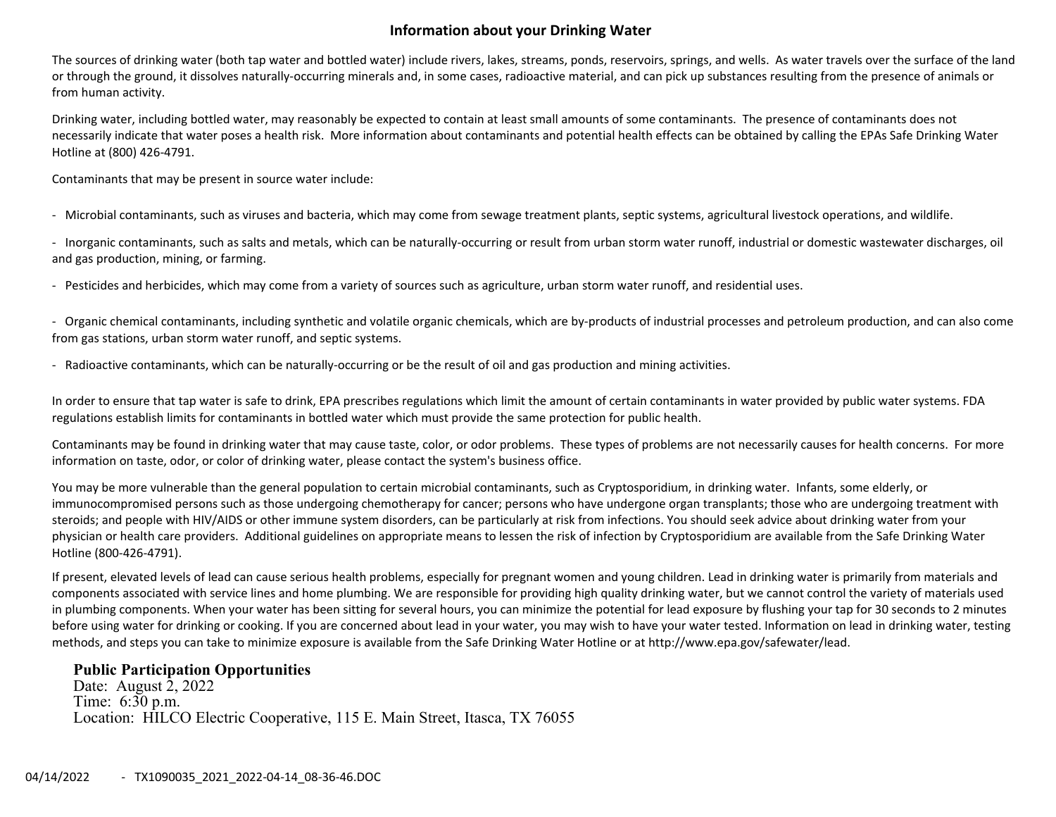## Information about your Drinking Water

The sources of drinking water (both tap water and bottled water) include rivers, lakes, streams, ponds, reservoirs, springs, and wells. As water travels over the surface of the land or through the ground, it dissolves naturally-occurring minerals and, in some cases, radioactive material, and can pick up substances resulting from the presence of animals or from human activity.

Drinking water, including bottled water, may reasonably be expected to contain at least small amounts of some contaminants. The presence of contaminants does not necessarily indicate that water poses a health risk. More information about contaminants and potential health effects can be obtained by calling the EPAs Safe Drinking Water Hotline at (800) 426-4791.

Contaminants that may be present in source water include:

- Microbial contaminants, such as viruses and bacteria, which may come from sewage treatment plants, septic systems, agricultural livestock operations, and wildlife.
- Inorganic contaminants, such as salts and metals, which can be naturally-occurring or result from urban storm water runoff, industrial or domestic wastewater discharges, oil and gas production, mining, or farming.
- Pesticides and herbicides, which may come from a variety of sources such as agriculture, urban storm water runoff, and residential uses.
- Organic chemical contaminants, including synthetic and volatile organic chemicals, which are by-products of industrial processes and petroleum production, and can also come from gas stations, urban storm water runoff, and septic systems.
- Radioactive contaminants, which can be naturally-occurring or be the result of oil and gas production and mining activities.

In order to ensure that tap water is safe to drink, EPA prescribes regulations which limit the amount of certain contaminants in water provided by public water systems. FDA regulations establish limits for contaminants in bottled water which must provide the same protection for public health.

Contaminants may be found in drinking water that may cause taste, color, or odor problems. These types of problems are not necessarily causes for health concerns. For more information on taste, odor, or color of drinking water, please contact the system's business office.

You may be more vulnerable than the general population to certain microbial contaminants, such as Cryptosporidium, in drinking water. Infants, some elderly, or immunocompromised persons such as those undergoing chemotherapy for cancer; persons who have undergone organ transplants; those who are undergoing treatment with steroids; and people with HIV/AIDS or other immune system disorders, can be particularly at risk from infections. You should seek advice about drinking water from your physician or health care providers. Additional guidelines on appropriate means to lessen the risk of infection by Cryptosporidium are available from the Safe Drinking Water Hotline (800-426-4791).

If present, elevated levels of lead can cause serious health problems, especially for pregnant women and young children. Lead in drinking water is primarily from materials and components associated with service lines and home plumbing. We are responsible for providing high quality drinking water, but we cannot control the variety of materials used in plumbing components. When your water has been sitting for several hours, you can minimize the potential for lead exposure by flushing your tap for 30 seconds to 2 minutes before using water for drinking or cooking. If you are concerned about lead in your water, you may wish to have your water tested. Information on lead in drinking water, testing methods, and steps you can take to minimize exposure is available from the Safe Drinking Water Hotline or at http://www.epa.gov/safewater/lead.

**Public Participation Opportunities**
Date: August 2, 2022
Time: 6:30 p.m.
Location: HILCO Electric Cooperative, 115 E. Main Street, Itasca, TX 76055

04/14/2022 - TX1090035_2021_2022-04-14_08-36-46.DOC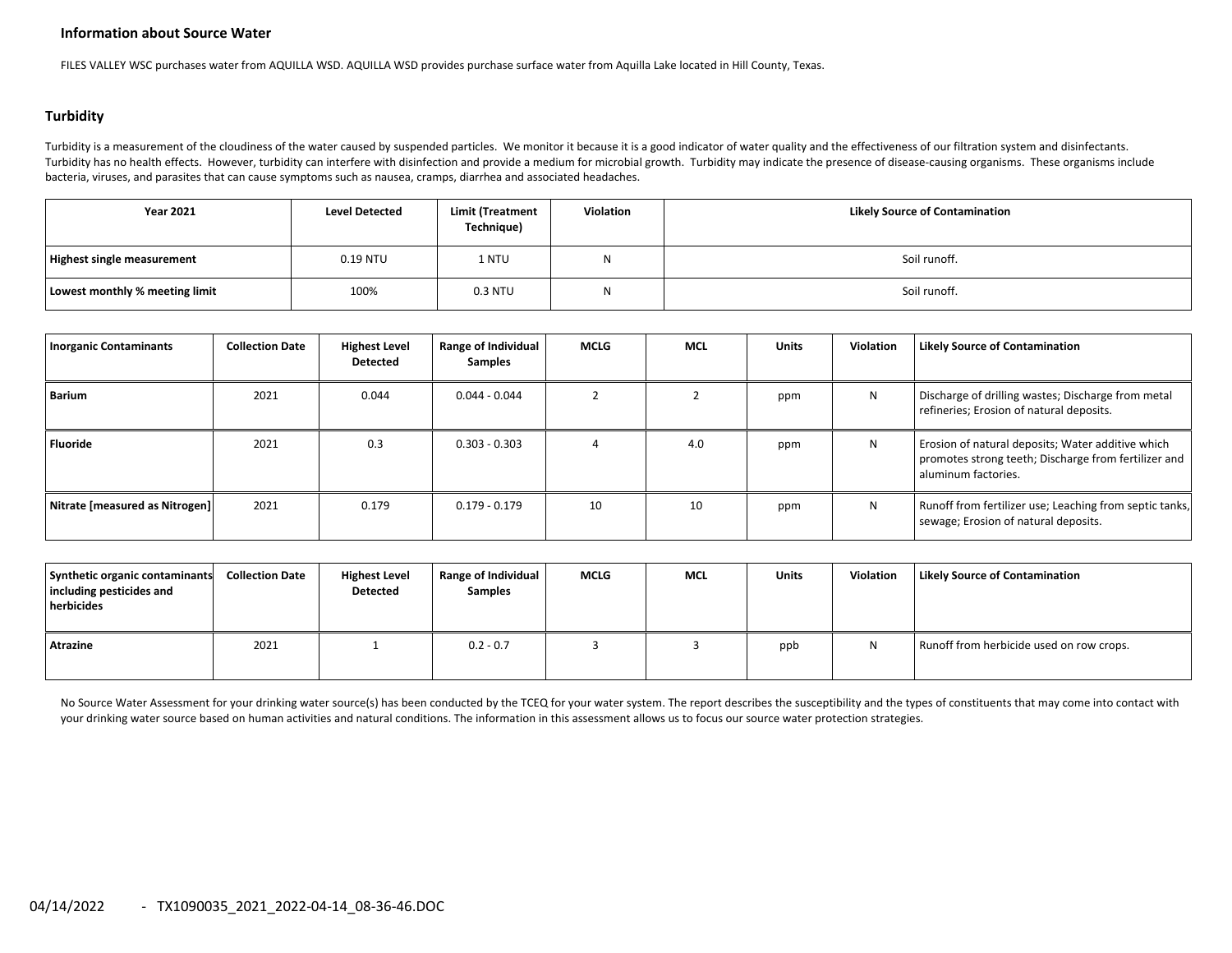### Information about Source Water

FILES VALLEY WSC purchases water from AQUILLA WSD. AQUILLA WSD provides purchase surface water from Aquilla Lake located in Hill County, Texas.

## Turbidity

Turbidity is a measurement of the cloudiness of the water caused by suspended particles. We monitor it because it is a good indicator of water quality and the effectiveness of our filtration system and disinfectants. Turbidity has no health effects. However, turbidity can interfere with disinfection and provide a medium for microbial growth. Turbidity may indicate the presence of disease-causing organisms. These organisms include bacteria, viruses, and parasites that can cause symptoms such as nausea, cramps, diarrhea and associated headaches.

| Year 2021 | Level Detected | Limit (Treatment Technique) | Violation | Likely Source of Contamination |
|---|---|---|---|---|
| **Highest single measurement** | 0.19 NTU | 1 NTU | N | Soil runoff. |
| **Lowest monthly % meeting limit** | 100% | 0.3 NTU | N | Soil runoff. |

| Inorganic Contaminants | Collection Date | Highest Level Detected | Range of Individual Samples | MCLG | MCL | Units | Violation | Likely Source of Contamination |
|---|---|---|---|---|---|---|---|---|
| **Barium** | 2021 | 0.044 | 0.044 - 0.044 | 2 | 2 | ppm | N | Discharge of drilling wastes; Discharge from metal refineries; Erosion of natural deposits. |
| **Fluoride** | 2021 | 0.3 | 0.303 - 0.303 | 4 | 4.0 | ppm | N | Erosion of natural deposits; Water additive which promotes strong teeth; Discharge from fertilizer and aluminum factories. |
| **Nitrate [measured as Nitrogen]** | 2021 | 0.179 | 0.179 - 0.179 | 10 | 10 | ppm | N | Runoff from fertilizer use; Leaching from septic tanks, sewage; Erosion of natural deposits. |

| Synthetic organic contaminants including pesticides and herbicides | Collection Date | Highest Level Detected | Range of Individual Samples | MCLG | MCL | Units | Violation | Likely Source of Contamination |
|---|---|---|---|---|---|---|---|---|
| **Atrazine** | 2021 | 1 | 0.2 - 0.7 | 3 | 3 | ppb | N | Runoff from herbicide used on row crops. |

No Source Water Assessment for your drinking water source(s) has been conducted by the TCEQ for your water system. The report describes the susceptibility and the types of constituents that may come into contact with your drinking water source based on human activities and natural conditions. The information in this assessment allows us to focus our source water protection strategies.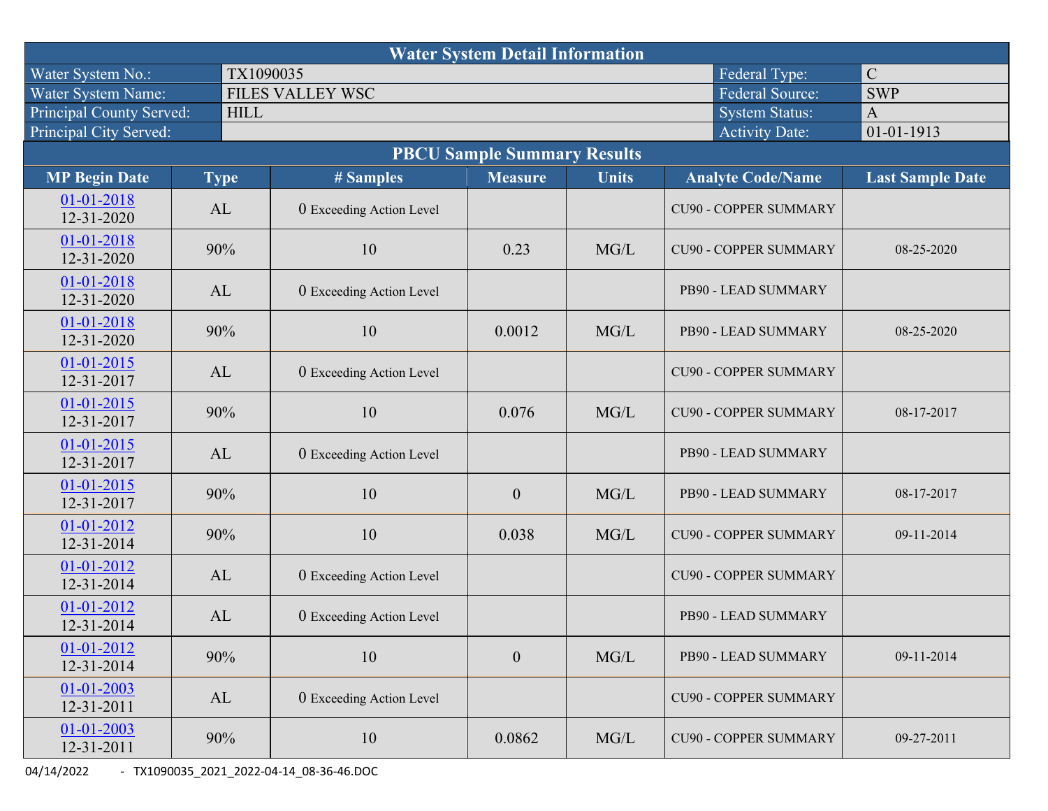## Water System Detail Information

| | | | |
|---|---|---|---|
| Water System No.: | TX1090035 | Federal Type: | C |
| Water System Name: | FILES VALLEY WSC | Federal Source: | SWP |
| Principal County Served: | HILL | System Status: | A |
| Principal City Served: | | Activity Date: | 01-01-1913 |

## PBCU Sample Summary Results

| MP Begin Date | Type | # Samples | Measure | Units | Analyte Code/Name | Last Sample Date |
|---|---|---|---|---|---|---|
| 01-01-2018 12-31-2020 | AL | 0 Exceeding Action Level | | | CU90 - COPPER SUMMARY | |
| 01-01-2018 12-31-2020 | 90% | 10 | 0.23 | MG/L | CU90 - COPPER SUMMARY | 08-25-2020 |
| 01-01-2018 12-31-2020 | AL | 0 Exceeding Action Level | | | PB90 - LEAD SUMMARY | |
| 01-01-2018 12-31-2020 | 90% | 10 | 0.0012 | MG/L | PB90 - LEAD SUMMARY | 08-25-2020 |
| 01-01-2015 12-31-2017 | AL | 0 Exceeding Action Level | | | CU90 - COPPER SUMMARY | |
| 01-01-2015 12-31-2017 | 90% | 10 | 0.076 | MG/L | CU90 - COPPER SUMMARY | 08-17-2017 |
| 01-01-2015 12-31-2017 | AL | 0 Exceeding Action Level | | | PB90 - LEAD SUMMARY | |
| 01-01-2015 12-31-2017 | 90% | 10 | 0 | MG/L | PB90 - LEAD SUMMARY | 08-17-2017 |
| 01-01-2012 12-31-2014 | 90% | 10 | 0.038 | MG/L | CU90 - COPPER SUMMARY | 09-11-2014 |
| 01-01-2012 12-31-2014 | AL | 0 Exceeding Action Level | | | CU90 - COPPER SUMMARY | |
| 01-01-2012 12-31-2014 | AL | 0 Exceeding Action Level | | | PB90 - LEAD SUMMARY | |
| 01-01-2012 12-31-2014 | 90% | 10 | 0 | MG/L | PB90 - LEAD SUMMARY | 09-11-2014 |
| 01-01-2003 12-31-2011 | AL | 0 Exceeding Action Level | | | CU90 - COPPER SUMMARY | |
| 01-01-2003 12-31-2011 | 90% | 10 | 0.0862 | MG/L | CU90 - COPPER SUMMARY | 09-27-2011 |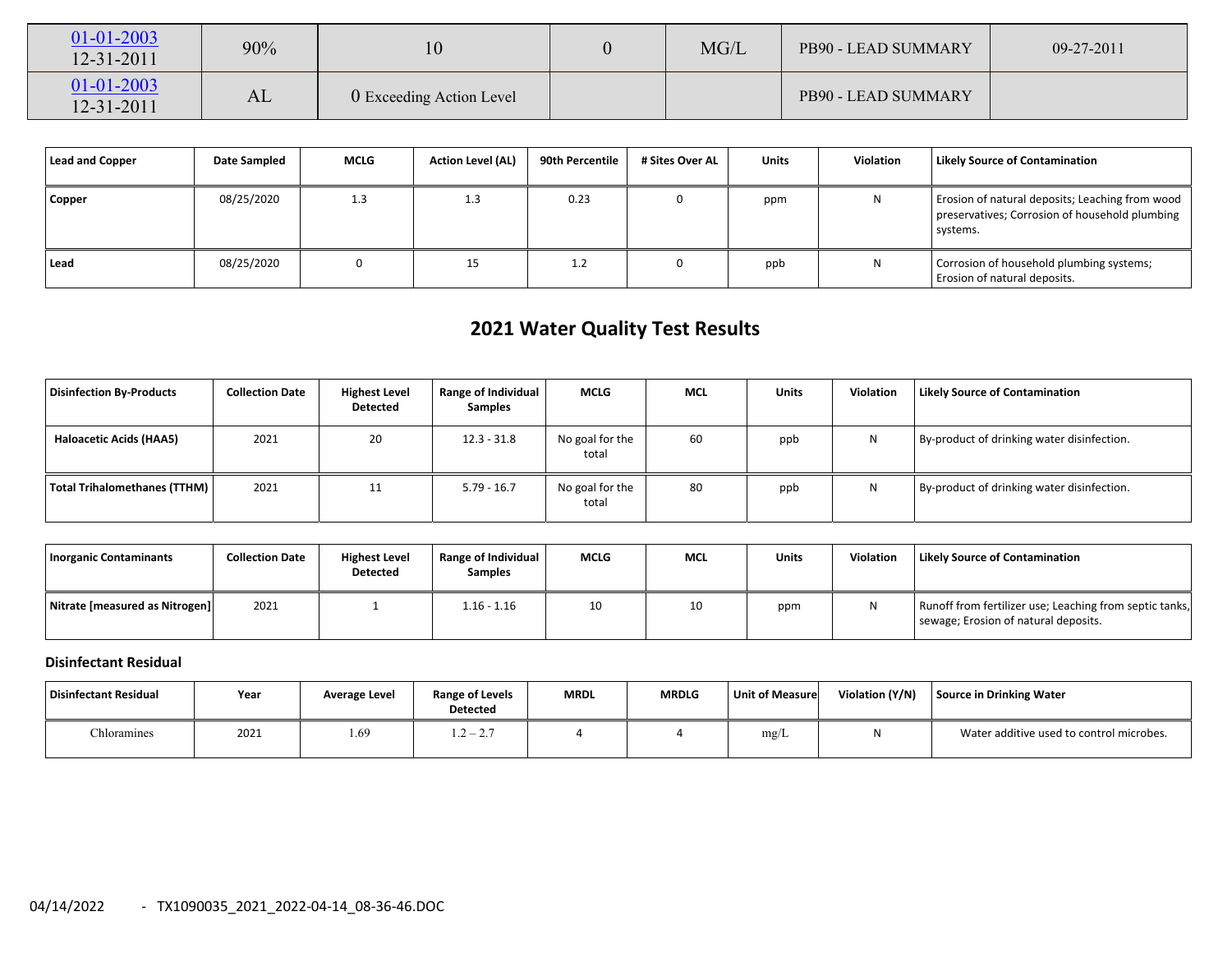| | | | | | | |
|---|---|---|---|---|---|---|
| 01-01-2003 12-31-2011 | 90% | 10 | 0 | MG/L | PB90 - LEAD SUMMARY | 09-27-2011 |
| 01-01-2003 12-31-2011 | AL | 0 Exceeding Action Level | | | PB90 - LEAD SUMMARY | |

| Lead and Copper | Date Sampled | MCLG | Action Level (AL) | 90th Percentile | # Sites Over AL | Units | Violation | Likely Source of Contamination |
|---|---|---|---|---|---|---|---|---|
| Copper | 08/25/2020 | 1.3 | 1.3 | 0.23 | 0 | ppm | N | Erosion of natural deposits; Leaching from wood preservatives; Corrosion of household plumbing systems. |
| Lead | 08/25/2020 | 0 | 15 | 1.2 | 0 | ppb | N | Corrosion of household plumbing systems; Erosion of natural deposits. |

## 2021 Water Quality Test Results

| Disinfection By-Products | Collection Date | Highest Level Detected | Range of Individual Samples | MCLG | MCL | Units | Violation | Likely Source of Contamination |
|---|---|---|---|---|---|---|---|---|
| Haloacetic Acids (HAA5) | 2021 | 20 | 12.3 - 31.8 | No goal for the total | 60 | ppb | N | By-product of drinking water disinfection. |
| Total Trihalomethanes (TTHM) | 2021 | 11 | 5.79 - 16.7 | No goal for the total | 80 | ppb | N | By-product of drinking water disinfection. |

| Inorganic Contaminants | Collection Date | Highest Level Detected | Range of Individual Samples | MCLG | MCL | Units | Violation | Likely Source of Contamination |
|---|---|---|---|---|---|---|---|---|
| Nitrate [measured as Nitrogen] | 2021 | 1 | 1.16 - 1.16 | 10 | 10 | ppm | N | Runoff from fertilizer use; Leaching from septic tanks, sewage; Erosion of natural deposits. |

### Disinfectant Residual

| Disinfectant Residual | Year | Average Level | Range of Levels Detected | MRDL | MRDLG | Unit of Measure | Violation (Y/N) | Source in Drinking Water |
|---|---|---|---|---|---|---|---|---|
| Chloramines | 2021 | 1.69 | 1.2 – 2.7 | 4 | 4 | mg/L | N | Water additive used to control microbes. |